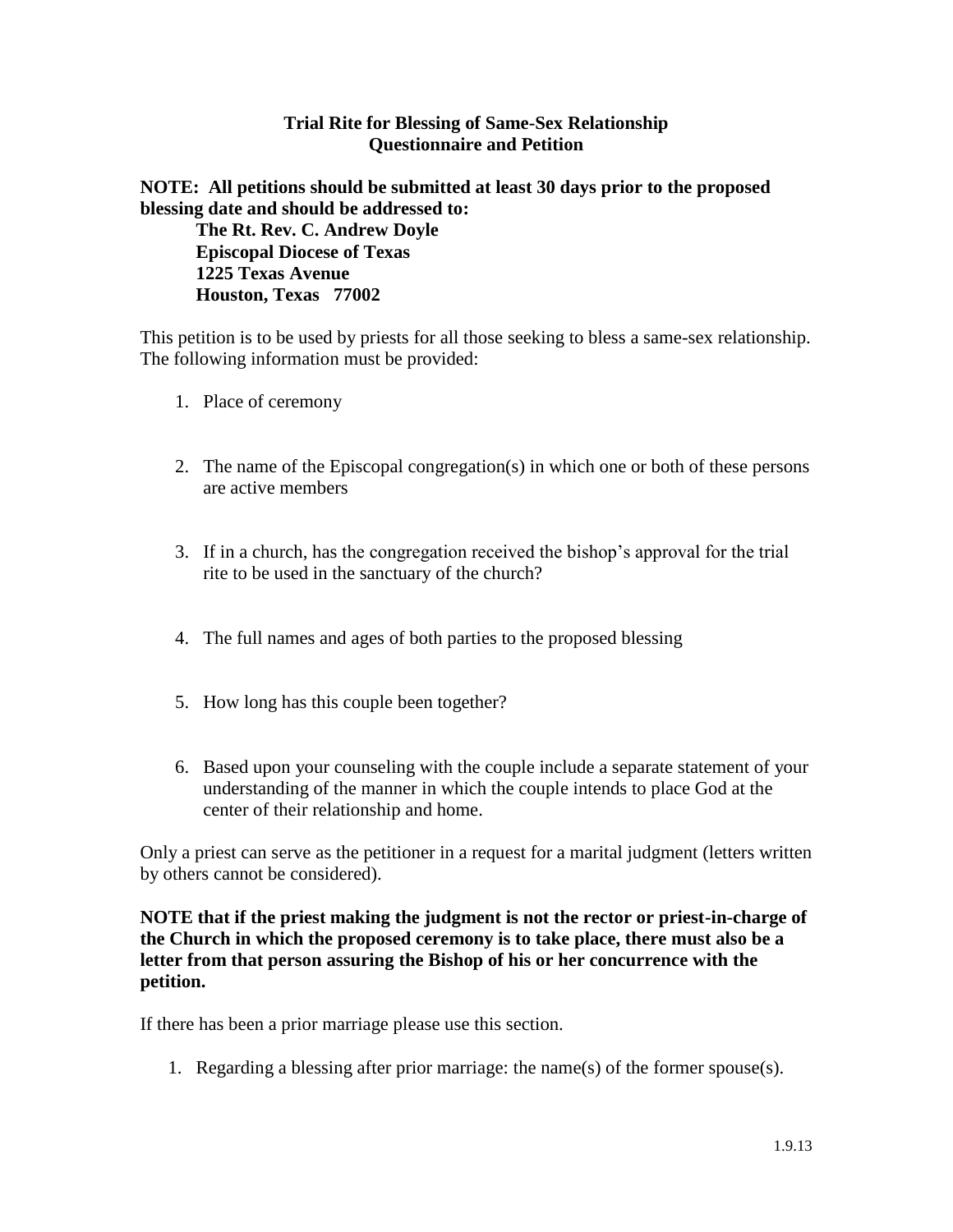**Trial Rite for Blessing of Same-Sex Relationship**
**Questionnaire and Petition**

**NOTE: All petitions should be submitted at least 30 days prior to the proposed blessing date and should be addressed to:**

**The Rt. Rev. C. Andrew Doyle**
**Episcopal Diocese of Texas**
**1225 Texas Avenue**
**Houston, Texas 77002**

This petition is to be used by priests for all those seeking to bless a same-sex relationship. The following information must be provided:

1. Place of ceremony

2. The name of the Episcopal congregation(s) in which one or both of these persons are active members

3. If in a church, has the congregation received the bishop's approval for the trial rite to be used in the sanctuary of the church?

4. The full names and ages of both parties to the proposed blessing

5. How long has this couple been together?

6. Based upon your counseling with the couple include a separate statement of your understanding of the manner in which the couple intends to place God at the center of their relationship and home.

Only a priest can serve as the petitioner in a request for a marital judgment (letters written by others cannot be considered).

**NOTE that if the priest making the judgment is not the rector or priest-in-charge of the Church in which the proposed ceremony is to take place, there must also be a letter from that person assuring the Bishop of his or her concurrence with the petition.**

If there has been a prior marriage please use this section.

1. Regarding a blessing after prior marriage: the name(s) of the former spouse(s).

1.9.13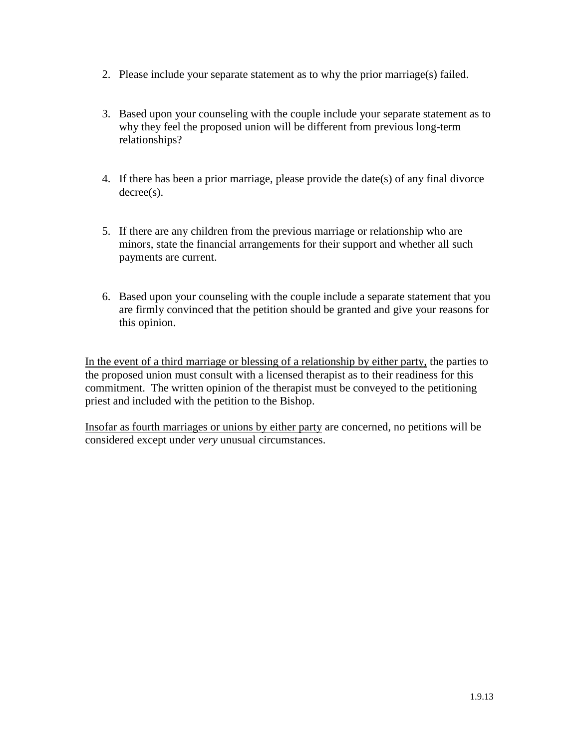2. Please include your separate statement as to why the prior marriage(s) failed.

3. Based upon your counseling with the couple include your separate statement as to why they feel the proposed union will be different from previous long-term relationships?

4. If there has been a prior marriage, please provide the date(s) of any final divorce decree(s).

5. If there are any children from the previous marriage or relationship who are minors, state the financial arrangements for their support and whether all such payments are current.

6. Based upon your counseling with the couple include a separate statement that you are firmly convinced that the petition should be granted and give your reasons for this opinion.

<u>In the event of a third marriage or blessing of a relationship by either party,</u> the parties to the proposed union must consult with a licensed therapist as to their readiness for this commitment. The written opinion of the therapist must be conveyed to the petitioning priest and included with the petition to the Bishop.

<u>Insofar as fourth marriages or unions by either party</u> are concerned, no petitions will be considered except under *very* unusual circumstances.

1.9.13